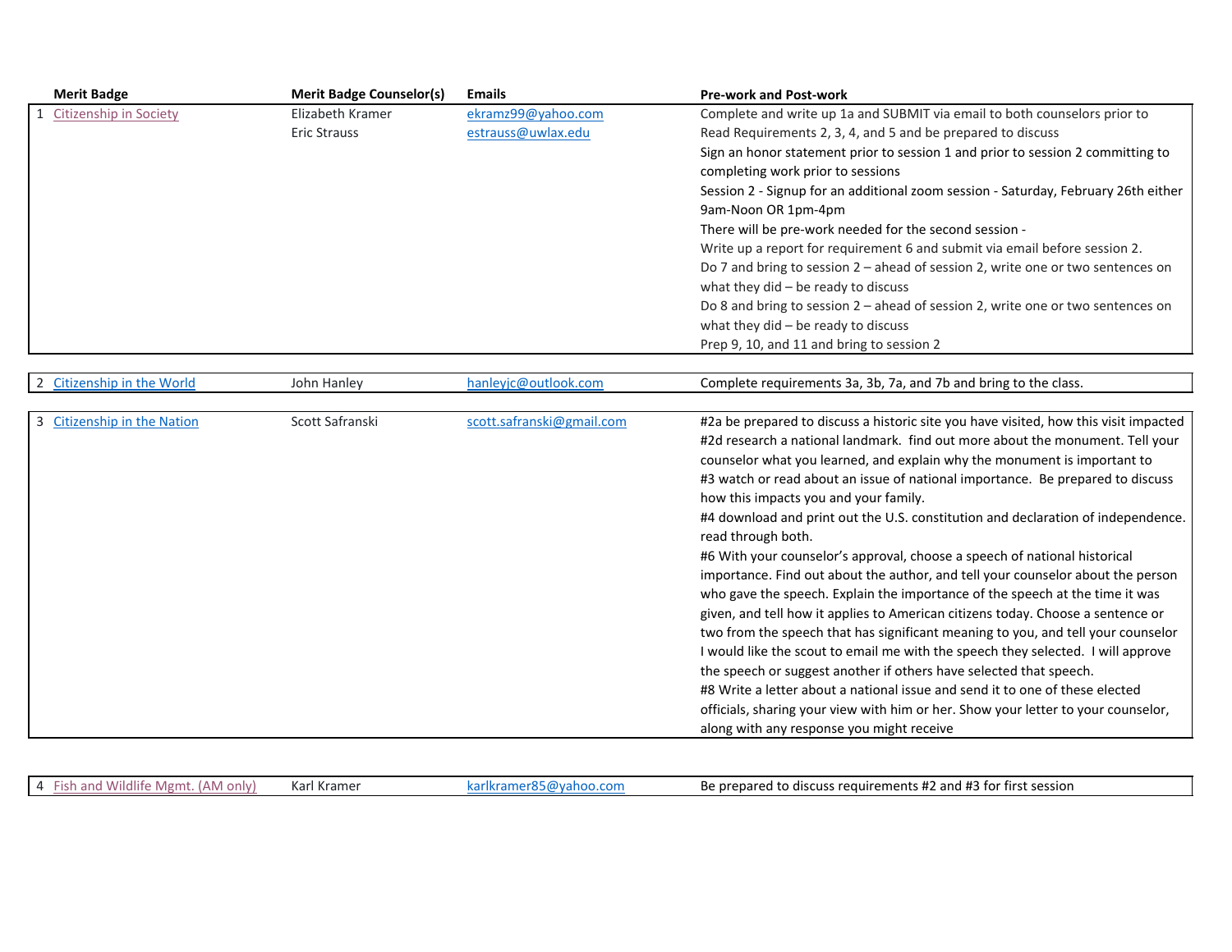| | Merit Badge | Merit Badge Counselor(s) | Emails | Pre-work and Post-work |
|---|---|---|---|---|
| 1 | Citizenship in Society | Elizabeth Kramer<br>Eric Strauss | ekramz99@yahoo.com<br>estrauss@uwlax.edu | Complete and write up 1a and SUBMIT via email to both counselors prior to<br>Read Requirements 2, 3, 4, and 5 and be prepared to discuss<br>Sign an honor statement prior to session 1 and prior to session 2 committing to completing work prior to sessions<br>Session 2 - Signup for an additional zoom session - Saturday, February 26th either 9am-Noon OR 1pm-4pm<br>There will be pre-work needed for the second session -<br>Write up a report for requirement 6 and submit via email before session 2.<br>Do 7 and bring to session 2 – ahead of session 2, write one or two sentences on what they did – be ready to discuss<br>Do 8 and bring to session 2 – ahead of session 2, write one or two sentences on what they did – be ready to discuss<br>Prep 9, 10, and 11 and bring to session 2 |
| 2 | Citizenship in the World | John Hanley | hanleyjc@outlook.com | Complete requirements 3a, 3b, 7a, and 7b and bring to the class. |
| 3 | Citizenship in the Nation | Scott Safranski | scott.safranski@gmail.com | #2a be prepared to discuss a historic site you have visited, how this visit impacted<br>#2d research a national landmark. find out more about the monument. Tell your counselor what you learned, and explain why the monument is important to<br>#3 watch or read about an issue of national importance. Be prepared to discuss how this impacts you and your family.<br>#4 download and print out the U.S. constitution and declaration of independence. read through both.<br>#6 With your counselor's approval, choose a speech of national historical importance. Find out about the author, and tell your counselor about the person who gave the speech. Explain the importance of the speech at the time it was given, and tell how it applies to American citizens today. Choose a sentence or two from the speech that has significant meaning to you, and tell your counselor I would like the scout to email me with the speech they selected. I will approve the speech or suggest another if others have selected that speech.<br>#8 Write a letter about a national issue and send it to one of these elected officials, sharing your view with him or her. Show your letter to your counselor, along with any response you might receive |
| 4 | Fish and Wildlife Mgmt. (AM only) | Karl Kramer | karlkramer85@yahoo.com | Be prepared to discuss requirements #2 and #3 for first session |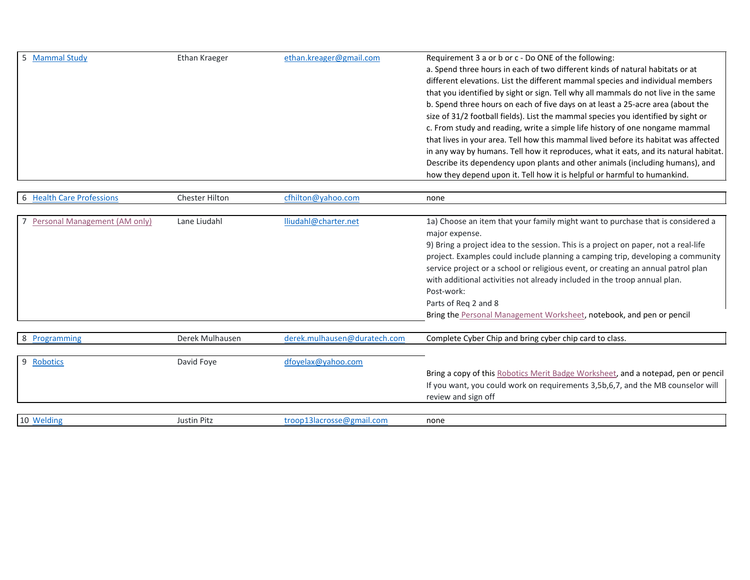| | | | | |
|---|---|---|---|---|
| 5 | Mammal Study | Ethan Kraeger | ethan.kraeger@gmail.com | Requirement 3 a or b or c - Do ONE of the following:<br>a. Spend three hours in each of two different kinds of natural habitats or at different elevations. List the different mammal species and individual members that you identified by sight or sign. Tell why all mammals do not live in the same<br>b. Spend three hours on each of five days on at least a 25-acre area (about the size of 31/2 football fields). List the mammal species you identified by sight or<br>c. From study and reading, write a simple life history of one nongame mammal that lives in your area. Tell how this mammal lived before its habitat was affected in any way by humans. Tell how it reproduces, what it eats, and its natural habitat. Describe its dependency upon plants and other animals (including humans), and how they depend upon it. Tell how it is helpful or harmful to humankind. |
| 6 | Health Care Professions | Chester Hilton | cfhilton@yahoo.com | none |
| 7 | Personal Management (AM only) | Lane Liudahl | lliudahl@charter.net | 1a) Choose an item that your family might want to purchase that is considered a major expense.<br>9) Bring a project idea to the session. This is a project on paper, not a real-life project. Examples could include planning a camping trip, developing a community service project or a school or religious event, or creating an annual patrol plan with additional activities not already included in the troop annual plan.<br>Post-work:<br>Parts of Req 2 and 8<br>Bring the Personal Management Worksheet, notebook, and pen or pencil |
| 8 | Programming | Derek Mulhausen | derek.mulhausen@duratech.com | Complete Cyber Chip and bring cyber chip card to class. |
| 9 | Robotics | David Foye | dfoyelax@yahoo.com | Bring a copy of this Robotics Merit Badge Worksheet, and a notepad, pen or pencil<br>If you want, you could work on requirements 3,5b,6,7, and the MB counselor will review and sign off |
| 10 | Welding | Justin Pitz | troop13lacrosse@gmail.com | none |